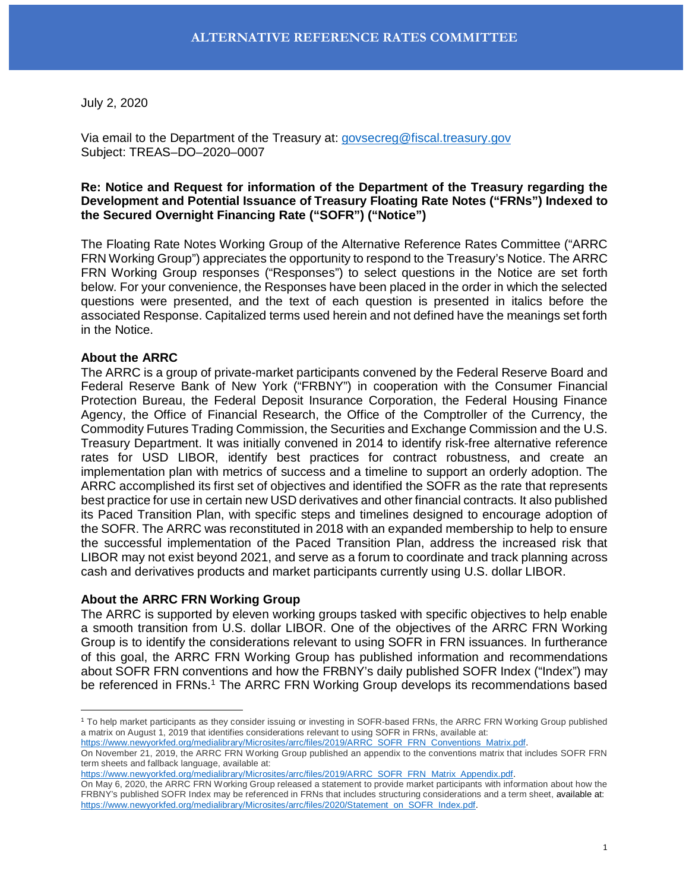# ALTERNATIVE REFERENCE RATES COMMITTEE

July 2, 2020

Via email to the Department of the Treasury at: govsecreg@fiscal.treasury.gov
Subject: TREAS–DO–2020–0007

**Re: Notice and Request for information of the Department of the Treasury regarding the Development and Potential Issuance of Treasury Floating Rate Notes ("FRNs") Indexed to the Secured Overnight Financing Rate ("SOFR") ("Notice")**

The Floating Rate Notes Working Group of the Alternative Reference Rates Committee ("ARRC FRN Working Group") appreciates the opportunity to respond to the Treasury's Notice. The ARRC FRN Working Group responses ("Responses") to select questions in the Notice are set forth below. For your convenience, the Responses have been placed in the order in which the selected questions were presented, and the text of each question is presented in italics before the associated Response. Capitalized terms used herein and not defined have the meanings set forth in the Notice.

**About the ARRC**

The ARRC is a group of private-market participants convened by the Federal Reserve Board and Federal Reserve Bank of New York ("FRBNY") in cooperation with the Consumer Financial Protection Bureau, the Federal Deposit Insurance Corporation, the Federal Housing Finance Agency, the Office of Financial Research, the Office of the Comptroller of the Currency, the Commodity Futures Trading Commission, the Securities and Exchange Commission and the U.S. Treasury Department. It was initially convened in 2014 to identify risk-free alternative reference rates for USD LIBOR, identify best practices for contract robustness, and create an implementation plan with metrics of success and a timeline to support an orderly adoption. The ARRC accomplished its first set of objectives and identified the SOFR as the rate that represents best practice for use in certain new USD derivatives and other financial contracts. It also published its Paced Transition Plan, with specific steps and timelines designed to encourage adoption of the SOFR. The ARRC was reconstituted in 2018 with an expanded membership to help to ensure the successful implementation of the Paced Transition Plan, address the increased risk that LIBOR may not exist beyond 2021, and serve as a forum to coordinate and track planning across cash and derivatives products and market participants currently using U.S. dollar LIBOR.

**About the ARRC FRN Working Group**

The ARRC is supported by eleven working groups tasked with specific objectives to help enable a smooth transition from U.S. dollar LIBOR. One of the objectives of the ARRC FRN Working Group is to identify the considerations relevant to using SOFR in FRN issuances. In furtherance of this goal, the ARRC FRN Working Group has published information and recommendations about SOFR FRN conventions and how the FRBNY's daily published SOFR Index ("Index") may be referenced in FRNs.[1] The ARRC FRN Working Group develops its recommendations based

---

[1] To help market participants as they consider issuing or investing in SOFR-based FRNs, the ARRC FRN Working Group published a matrix on August 1, 2019 that identifies considerations relevant to using SOFR in FRNs, available at: https://www.newyorkfed.org/medialibrary/Microsites/arrc/files/2019/ARRC_SOFR_FRN_Conventions_Matrix.pdf.
On November 21, 2019, the ARRC FRN Working Group published an appendix to the conventions matrix that includes SOFR FRN term sheets and fallback language, available at: https://www.newyorkfed.org/medialibrary/Microsites/arrc/files/2019/ARRC_SOFR_FRN_Matrix_Appendix.pdf.
On May 6, 2020, the ARRC FRN Working Group released a statement to provide market participants with information about how the FRBNY's published SOFR Index may be referenced in FRNs that includes structuring considerations and a term sheet, available at: https://www.newyorkfed.org/medialibrary/Microsites/arrc/files/2020/Statement_on_SOFR_Index.pdf.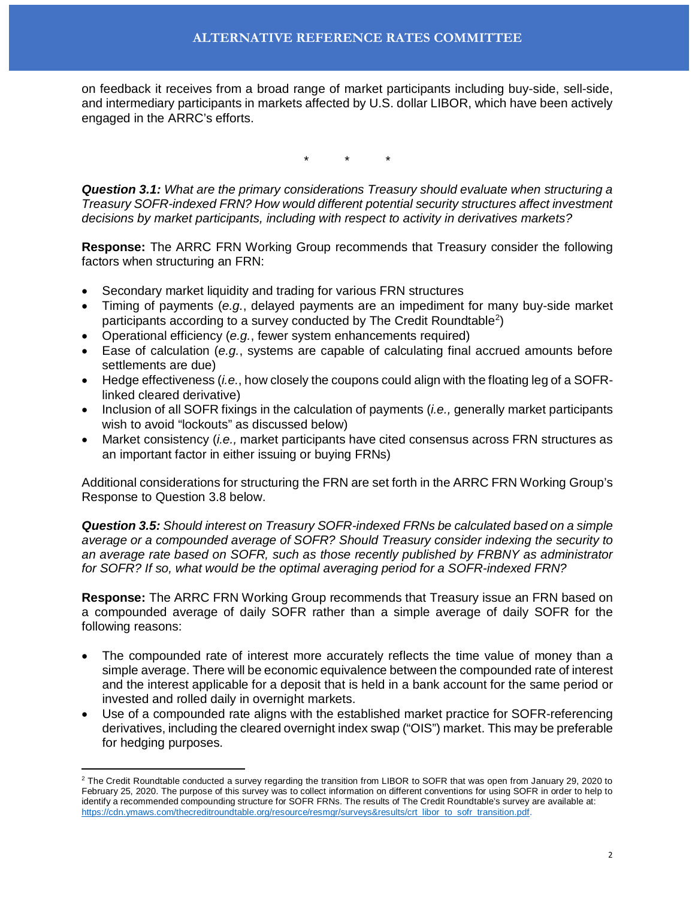on feedback it receives from a broad range of market participants including buy-side, sell-side, and intermediary participants in markets affected by U.S. dollar LIBOR, which have been actively engaged in the ARRC's efforts.

\*  \*  \*

***Question 3.1:*** *What are the primary considerations Treasury should evaluate when structuring a Treasury SOFR-indexed FRN? How would different potential security structures affect investment decisions by market participants, including with respect to activity in derivatives markets?*

**Response:** The ARRC FRN Working Group recommends that Treasury consider the following factors when structuring an FRN:

- Secondary market liquidity and trading for various FRN structures
- Timing of payments (*e.g.*, delayed payments are an impediment for many buy-side market participants according to a survey conducted by The Credit Roundtable[2])
- Operational efficiency (*e.g.*, fewer system enhancements required)
- Ease of calculation (*e.g.*, systems are capable of calculating final accrued amounts before settlements are due)
- Hedge effectiveness (*i.e.*, how closely the coupons could align with the floating leg of a SOFR-linked cleared derivative)
- Inclusion of all SOFR fixings in the calculation of payments (*i.e.,* generally market participants wish to avoid "lockouts" as discussed below)
- Market consistency (*i.e.,* market participants have cited consensus across FRN structures as an important factor in either issuing or buying FRNs)

Additional considerations for structuring the FRN are set forth in the ARRC FRN Working Group's Response to Question 3.8 below.

***Question 3.5:*** *Should interest on Treasury SOFR-indexed FRNs be calculated based on a simple average or a compounded average of SOFR? Should Treasury consider indexing the security to an average rate based on SOFR, such as those recently published by FRBNY as administrator for SOFR? If so, what would be the optimal averaging period for a SOFR-indexed FRN?*

**Response:** The ARRC FRN Working Group recommends that Treasury issue an FRN based on a compounded average of daily SOFR rather than a simple average of daily SOFR for the following reasons:

- The compounded rate of interest more accurately reflects the time value of money than a simple average. There will be economic equivalence between the compounded rate of interest and the interest applicable for a deposit that is held in a bank account for the same period or invested and rolled daily in overnight markets.
- Use of a compounded rate aligns with the established market practice for SOFR-referencing derivatives, including the cleared overnight index swap ("OIS") market. This may be preferable for hedging purposes.

---

[2] The Credit Roundtable conducted a survey regarding the transition from LIBOR to SOFR that was open from January 29, 2020 to February 25, 2020. The purpose of this survey was to collect information on different conventions for using SOFR in order to help to identify a recommended compounding structure for SOFR FRNs. The results of The Credit Roundtable's survey are available at: https://cdn.ymaws.com/thecreditroundtable.org/resource/resmgr/surveys&results/crt_libor_to_sofr_transition.pdf.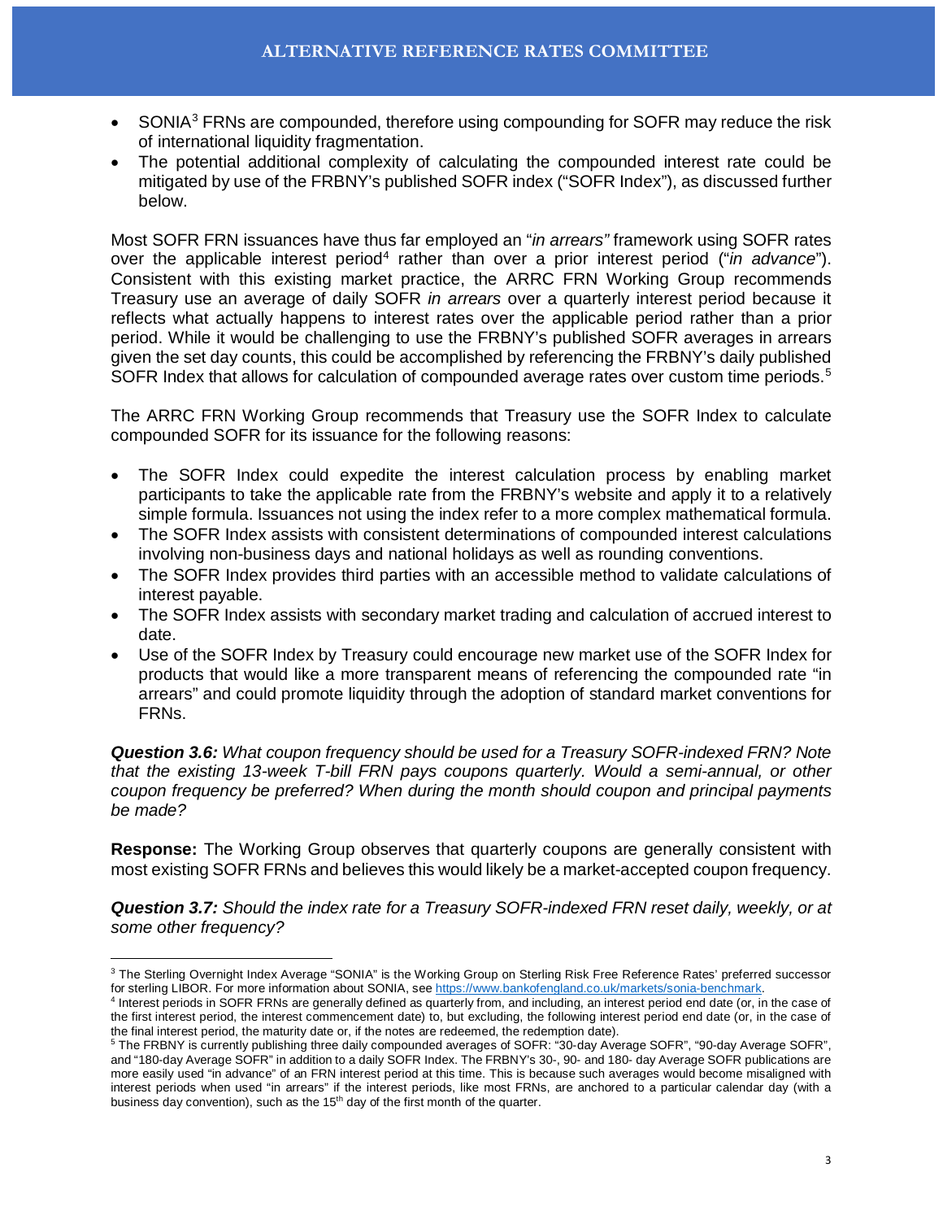- SONIA[3] FRNs are compounded, therefore using compounding for SOFR may reduce the risk of international liquidity fragmentation.
- The potential additional complexity of calculating the compounded interest rate could be mitigated by use of the FRBNY's published SOFR index ("SOFR Index"), as discussed further below.

Most SOFR FRN issuances have thus far employed an "*in arrears"* framework using SOFR rates over the applicable interest period[4] rather than over a prior interest period ("*in advance*"). Consistent with this existing market practice, the ARRC FRN Working Group recommends Treasury use an average of daily SOFR *in arrears* over a quarterly interest period because it reflects what actually happens to interest rates over the applicable period rather than a prior period. While it would be challenging to use the FRBNY's published SOFR averages in arrears given the set day counts, this could be accomplished by referencing the FRBNY's daily published SOFR Index that allows for calculation of compounded average rates over custom time periods.[5]

The ARRC FRN Working Group recommends that Treasury use the SOFR Index to calculate compounded SOFR for its issuance for the following reasons:

- The SOFR Index could expedite the interest calculation process by enabling market participants to take the applicable rate from the FRBNY's website and apply it to a relatively simple formula. Issuances not using the index refer to a more complex mathematical formula.
- The SOFR Index assists with consistent determinations of compounded interest calculations involving non-business days and national holidays as well as rounding conventions.
- The SOFR Index provides third parties with an accessible method to validate calculations of interest payable.
- The SOFR Index assists with secondary market trading and calculation of accrued interest to date.
- Use of the SOFR Index by Treasury could encourage new market use of the SOFR Index for products that would like a more transparent means of referencing the compounded rate "in arrears" and could promote liquidity through the adoption of standard market conventions for FRNs.

***Question 3.6:*** *What coupon frequency should be used for a Treasury SOFR-indexed FRN? Note that the existing 13-week T-bill FRN pays coupons quarterly. Would a semi-annual, or other coupon frequency be preferred? When during the month should coupon and principal payments be made?*

**Response:** The Working Group observes that quarterly coupons are generally consistent with most existing SOFR FRNs and believes this would likely be a market-accepted coupon frequency.

***Question 3.7:*** *Should the index rate for a Treasury SOFR-indexed FRN reset daily, weekly, or at some other frequency?*

---

[3] The Sterling Overnight Index Average "SONIA" is the Working Group on Sterling Risk Free Reference Rates' preferred successor for sterling LIBOR. For more information about SONIA, see https://www.bankofengland.co.uk/markets/sonia-benchmark.

[4] Interest periods in SOFR FRNs are generally defined as quarterly from, and including, an interest period end date (or, in the case of the first interest period, the interest commencement date) to, but excluding, the following interest period end date (or, in the case of the final interest period, the maturity date or, if the notes are redeemed, the redemption date).

[5] The FRBNY is currently publishing three daily compounded averages of SOFR: "30-day Average SOFR", "90-day Average SOFR", and "180-day Average SOFR" in addition to a daily SOFR Index. The FRBNY's 30-, 90- and 180- day Average SOFR publications are more easily used "in advance" of an FRN interest period at this time. This is because such averages would become misaligned with interest periods when used "in arrears" if the interest periods, like most FRNs, are anchored to a particular calendar day (with a business day convention), such as the 15th day of the first month of the quarter.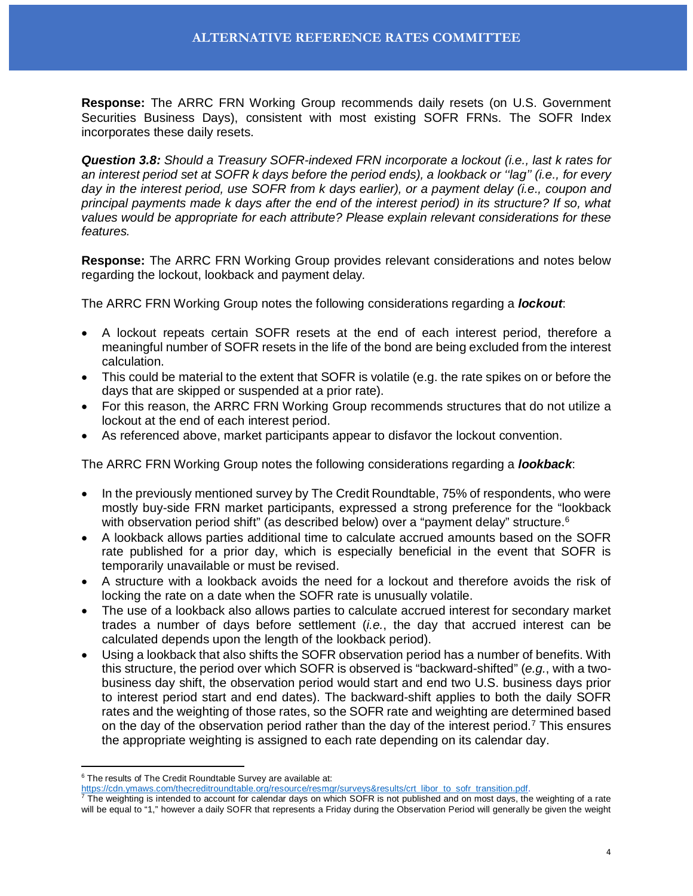**Response:** The ARRC FRN Working Group recommends daily resets (on U.S. Government Securities Business Days), consistent with most existing SOFR FRNs. The SOFR Index incorporates these daily resets.

***Question 3.8:*** *Should a Treasury SOFR-indexed FRN incorporate a lockout (i.e., last k rates for an interest period set at SOFR k days before the period ends), a lookback or "lag" (i.e., for every day in the interest period, use SOFR from k days earlier), or a payment delay (i.e., coupon and principal payments made k days after the end of the interest period) in its structure? If so, what values would be appropriate for each attribute? Please explain relevant considerations for these features.*

**Response:** The ARRC FRN Working Group provides relevant considerations and notes below regarding the lockout, lookback and payment delay.

The ARRC FRN Working Group notes the following considerations regarding a ***lockout***:

- A lockout repeats certain SOFR resets at the end of each interest period, therefore a meaningful number of SOFR resets in the life of the bond are being excluded from the interest calculation.
- This could be material to the extent that SOFR is volatile (e.g. the rate spikes on or before the days that are skipped or suspended at a prior rate).
- For this reason, the ARRC FRN Working Group recommends structures that do not utilize a lockout at the end of each interest period.
- As referenced above, market participants appear to disfavor the lockout convention.

The ARRC FRN Working Group notes the following considerations regarding a ***lookback***:

- In the previously mentioned survey by The Credit Roundtable, 75% of respondents, who were mostly buy-side FRN market participants, expressed a strong preference for the "lookback with observation period shift" (as described below) over a "payment delay" structure.[6]
- A lookback allows parties additional time to calculate accrued amounts based on the SOFR rate published for a prior day, which is especially beneficial in the event that SOFR is temporarily unavailable or must be revised.
- A structure with a lookback avoids the need for a lockout and therefore avoids the risk of locking the rate on a date when the SOFR rate is unusually volatile.
- The use of a lookback also allows parties to calculate accrued interest for secondary market trades a number of days before settlement (*i.e.*, the day that accrued interest can be calculated depends upon the length of the lookback period).
- Using a lookback that also shifts the SOFR observation period has a number of benefits. With this structure, the period over which SOFR is observed is "backward-shifted" (*e.g.*, with a two-business day shift, the observation period would start and end two U.S. business days prior to interest period start and end dates). The backward-shift applies to both the daily SOFR rates and the weighting of those rates, so the SOFR rate and weighting are determined based on the day of the observation period rather than the day of the interest period.[7] This ensures the appropriate weighting is assigned to each rate depending on its calendar day.

---

[6] The results of The Credit Roundtable Survey are available at: https://cdn.ymaws.com/thecreditroundtable.org/resource/resmgr/surveys&results/crt_libor_to_sofr_transition.pdf.

[7] The weighting is intended to account for calendar days on which SOFR is not published and on most days, the weighting of a rate will be equal to "1," however a daily SOFR that represents a Friday during the Observation Period will generally be given the weight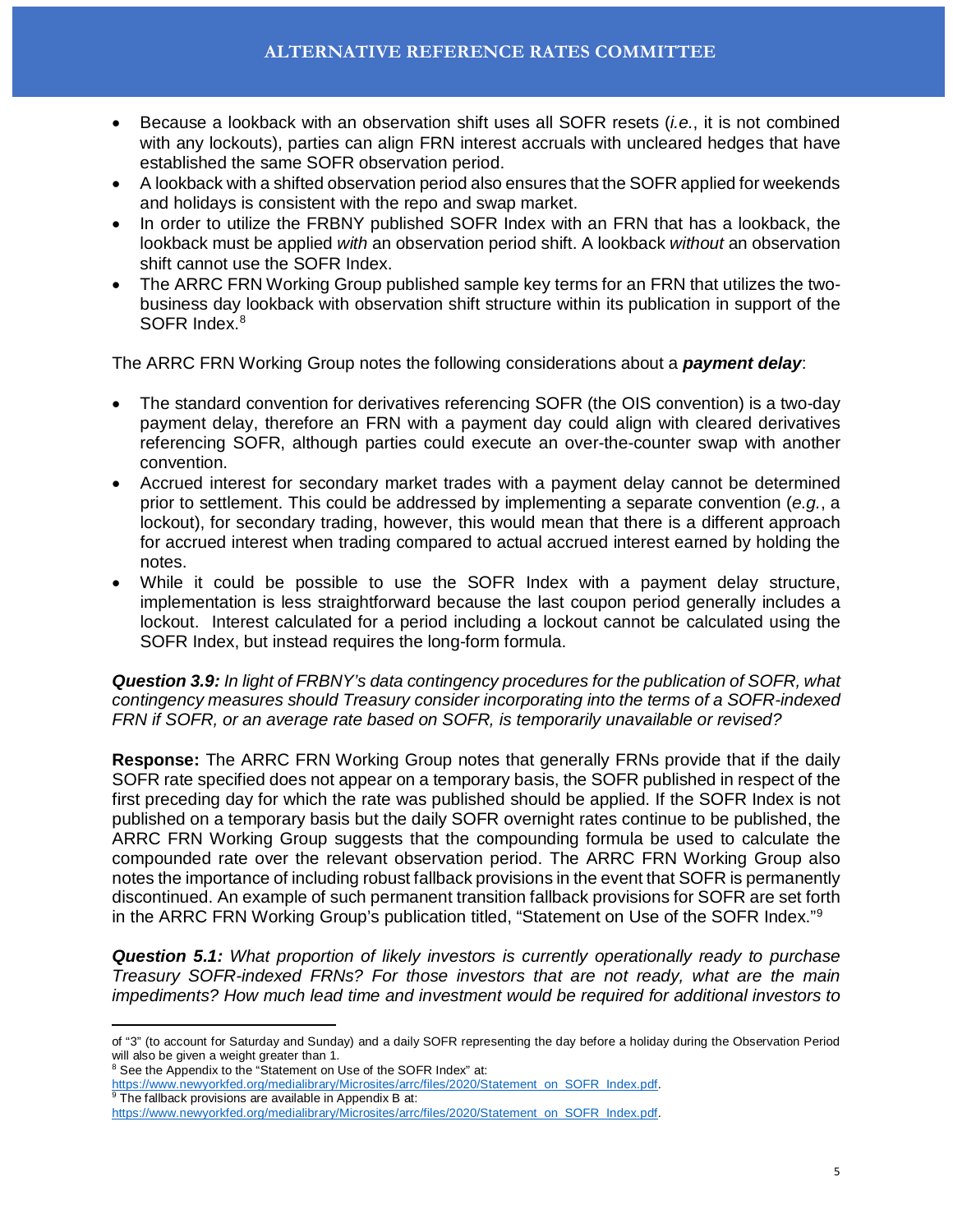- Because a lookback with an observation shift uses all SOFR resets (*i.e.*, it is not combined with any lockouts), parties can align FRN interest accruals with uncleared hedges that have established the same SOFR observation period.
- A lookback with a shifted observation period also ensures that the SOFR applied for weekends and holidays is consistent with the repo and swap market.
- In order to utilize the FRBNY published SOFR Index with an FRN that has a lookback, the lookback must be applied *with* an observation period shift. A lookback *without* an observation shift cannot use the SOFR Index.
- The ARRC FRN Working Group published sample key terms for an FRN that utilizes the two-business day lookback with observation shift structure within its publication in support of the SOFR Index.[8]

The ARRC FRN Working Group notes the following considerations about a ***payment delay***:

- The standard convention for derivatives referencing SOFR (the OIS convention) is a two-day payment delay, therefore an FRN with a payment day could align with cleared derivatives referencing SOFR, although parties could execute an over-the-counter swap with another convention.
- Accrued interest for secondary market trades with a payment delay cannot be determined prior to settlement. This could be addressed by implementing a separate convention (*e.g.*, a lockout), for secondary trading, however, this would mean that there is a different approach for accrued interest when trading compared to actual accrued interest earned by holding the notes.
- While it could be possible to use the SOFR Index with a payment delay structure, implementation is less straightforward because the last coupon period generally includes a lockout. Interest calculated for a period including a lockout cannot be calculated using the SOFR Index, but instead requires the long-form formula.

***Question 3.9:*** *In light of FRBNY's data contingency procedures for the publication of SOFR, what contingency measures should Treasury consider incorporating into the terms of a SOFR-indexed FRN if SOFR, or an average rate based on SOFR, is temporarily unavailable or revised?*

**Response:** The ARRC FRN Working Group notes that generally FRNs provide that if the daily SOFR rate specified does not appear on a temporary basis, the SOFR published in respect of the first preceding day for which the rate was published should be applied. If the SOFR Index is not published on a temporary basis but the daily SOFR overnight rates continue to be published, the ARRC FRN Working Group suggests that the compounding formula be used to calculate the compounded rate over the relevant observation period. The ARRC FRN Working Group also notes the importance of including robust fallback provisions in the event that SOFR is permanently discontinued. An example of such permanent transition fallback provisions for SOFR are set forth in the ARRC FRN Working Group's publication titled, "Statement on Use of the SOFR Index."[9]

***Question 5.1:*** *What proportion of likely investors is currently operationally ready to purchase Treasury SOFR-indexed FRNs? For those investors that are not ready, what are the main impediments? How much lead time and investment would be required for additional investors to*

---

of "3" (to account for Saturday and Sunday) and a daily SOFR representing the day before a holiday during the Observation Period will also be given a weight greater than 1.

[8] See the Appendix to the "Statement on Use of the SOFR Index" at: https://www.newyorkfed.org/medialibrary/Microsites/arrc/files/2020/Statement_on_SOFR_Index.pdf.

[9] The fallback provisions are available in Appendix B at: https://www.newyorkfed.org/medialibrary/Microsites/arrc/files/2020/Statement_on_SOFR_Index.pdf.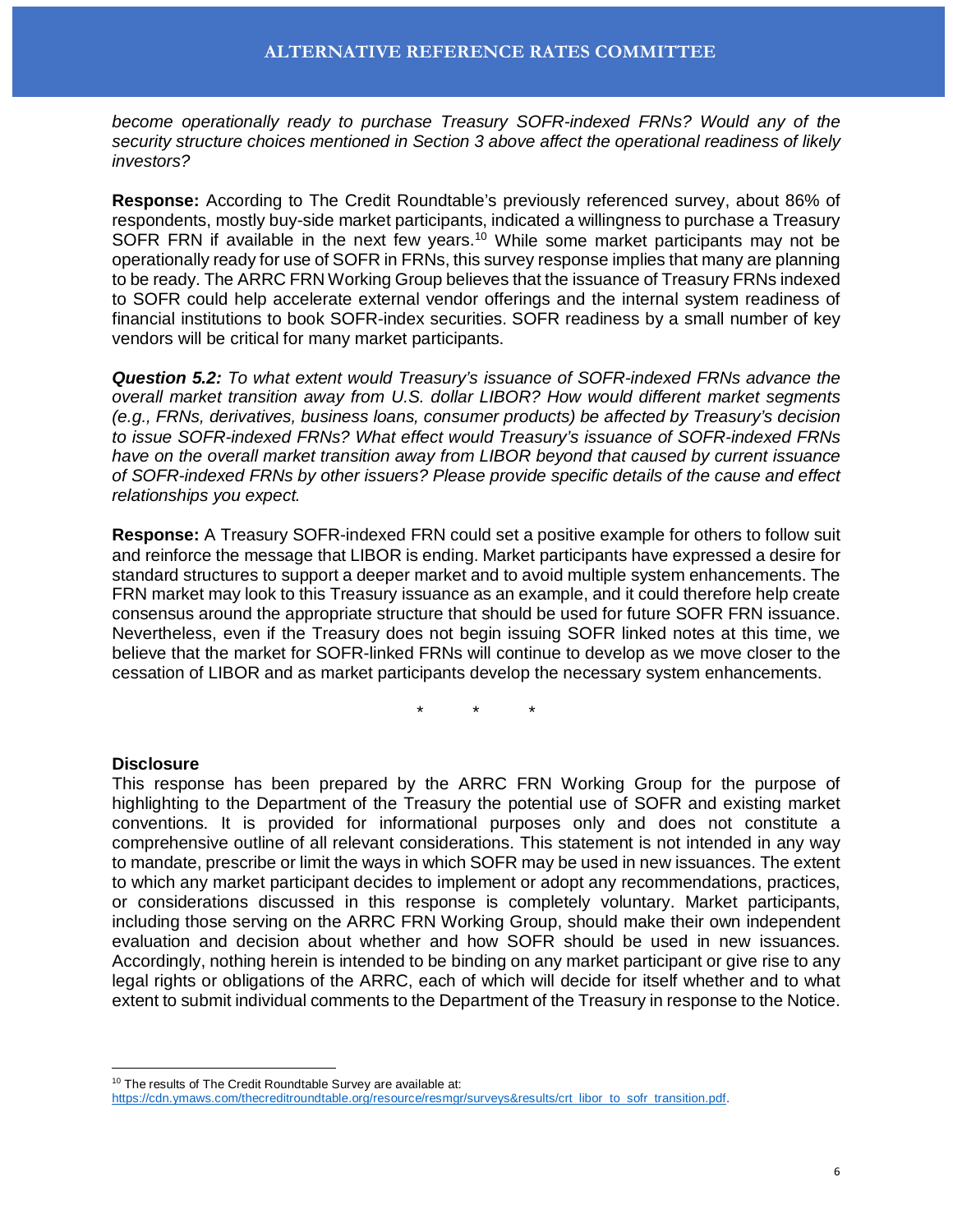*become operationally ready to purchase Treasury SOFR-indexed FRNs? Would any of the security structure choices mentioned in Section 3 above affect the operational readiness of likely investors?*

**Response:** According to The Credit Roundtable's previously referenced survey, about 86% of respondents, mostly buy-side market participants, indicated a willingness to purchase a Treasury SOFR FRN if available in the next few years.[10] While some market participants may not be operationally ready for use of SOFR in FRNs, this survey response implies that many are planning to be ready. The ARRC FRN Working Group believes that the issuance of Treasury FRNs indexed to SOFR could help accelerate external vendor offerings and the internal system readiness of financial institutions to book SOFR-index securities. SOFR readiness by a small number of key vendors will be critical for many market participants.

***Question 5.2:*** *To what extent would Treasury's issuance of SOFR-indexed FRNs advance the overall market transition away from U.S. dollar LIBOR? How would different market segments (e.g., FRNs, derivatives, business loans, consumer products) be affected by Treasury's decision to issue SOFR-indexed FRNs? What effect would Treasury's issuance of SOFR-indexed FRNs have on the overall market transition away from LIBOR beyond that caused by current issuance of SOFR-indexed FRNs by other issuers? Please provide specific details of the cause and effect relationships you expect.*

**Response:** A Treasury SOFR-indexed FRN could set a positive example for others to follow suit and reinforce the message that LIBOR is ending. Market participants have expressed a desire for standard structures to support a deeper market and to avoid multiple system enhancements. The FRN market may look to this Treasury issuance as an example, and it could therefore help create consensus around the appropriate structure that should be used for future SOFR FRN issuance. Nevertheless, even if the Treasury does not begin issuing SOFR linked notes at this time, we believe that the market for SOFR-linked FRNs will continue to develop as we move closer to the cessation of LIBOR and as market participants develop the necessary system enhancements.

\* \* \*

**Disclosure**

This response has been prepared by the ARRC FRN Working Group for the purpose of highlighting to the Department of the Treasury the potential use of SOFR and existing market conventions. It is provided for informational purposes only and does not constitute a comprehensive outline of all relevant considerations. This statement is not intended in any way to mandate, prescribe or limit the ways in which SOFR may be used in new issuances. The extent to which any market participant decides to implement or adopt any recommendations, practices, or considerations discussed in this response is completely voluntary. Market participants, including those serving on the ARRC FRN Working Group, should make their own independent evaluation and decision about whether and how SOFR should be used in new issuances. Accordingly, nothing herein is intended to be binding on any market participant or give rise to any legal rights or obligations of the ARRC, each of which will decide for itself whether and to what extent to submit individual comments to the Department of the Treasury in response to the Notice.

---

[10] The results of The Credit Roundtable Survey are available at: https://cdn.ymaws.com/thecreditroundtable.org/resource/resmgr/surveys&results/crt_libor_to_sofr_transition.pdf.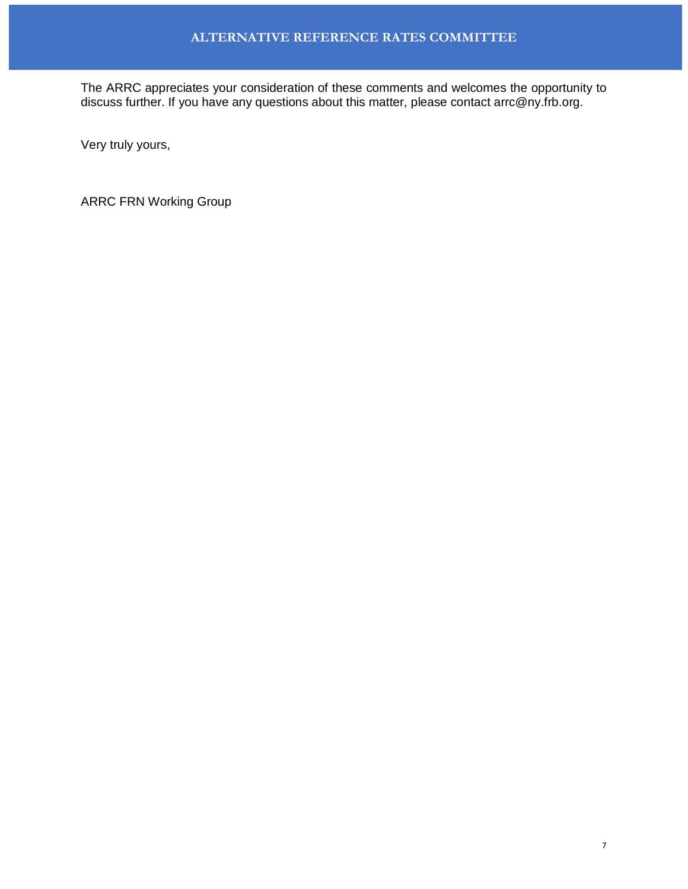The ARRC appreciates your consideration of these comments and welcomes the opportunity to discuss further. If you have any questions about this matter, please contact arrc@ny.frb.org.

Very truly yours,

ARRC FRN Working Group